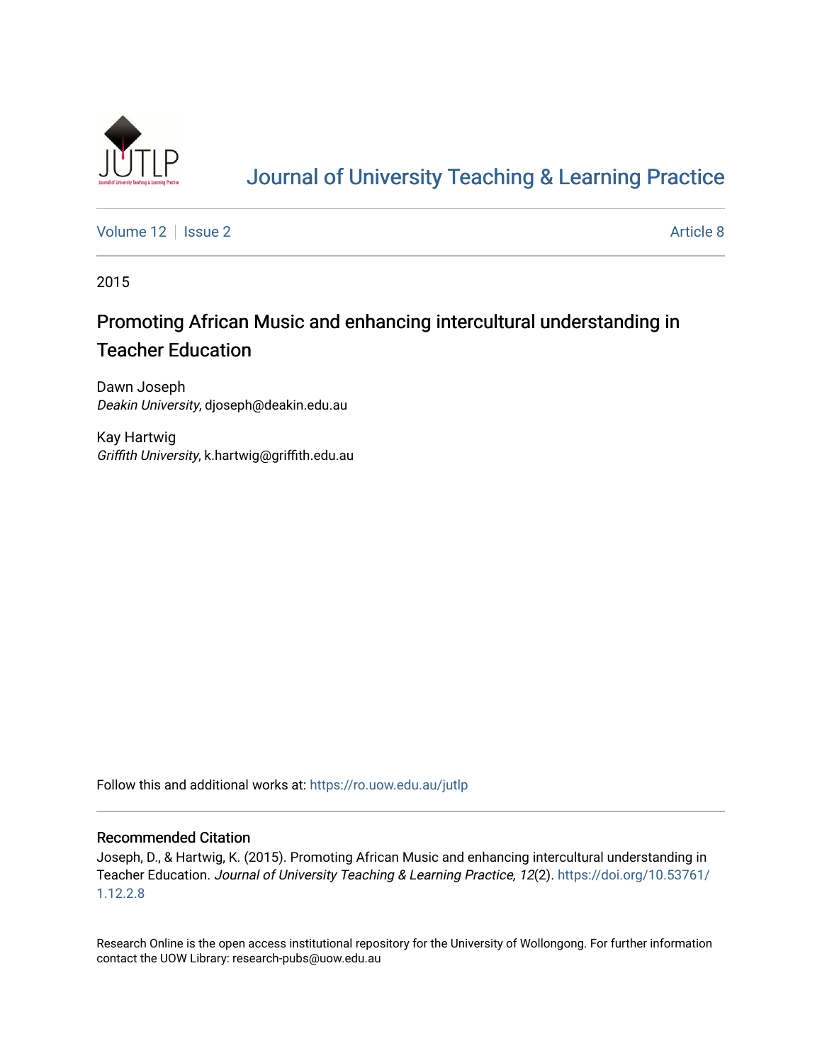# Journal of University Teaching & Learning Practice

Volume 12 | Issue 2 | Article 8

2015

## Promoting African Music and enhancing intercultural understanding in Teacher Education

Dawn Joseph
*Deakin University*, djoseph@deakin.edu.au

Kay Hartwig
*Griffith University*, k.hartwig@griffith.edu.au

Follow this and additional works at: https://ro.uow.edu.au/jutlp

### Recommended Citation

Joseph, D., & Hartwig, K. (2015). Promoting African Music and enhancing intercultural understanding in Teacher Education. *Journal of University Teaching & Learning Practice, 12*(2). https://doi.org/10.53761/1.12.2.8

Research Online is the open access institutional repository for the University of Wollongong. For further information contact the UOW Library: research-pubs@uow.edu.au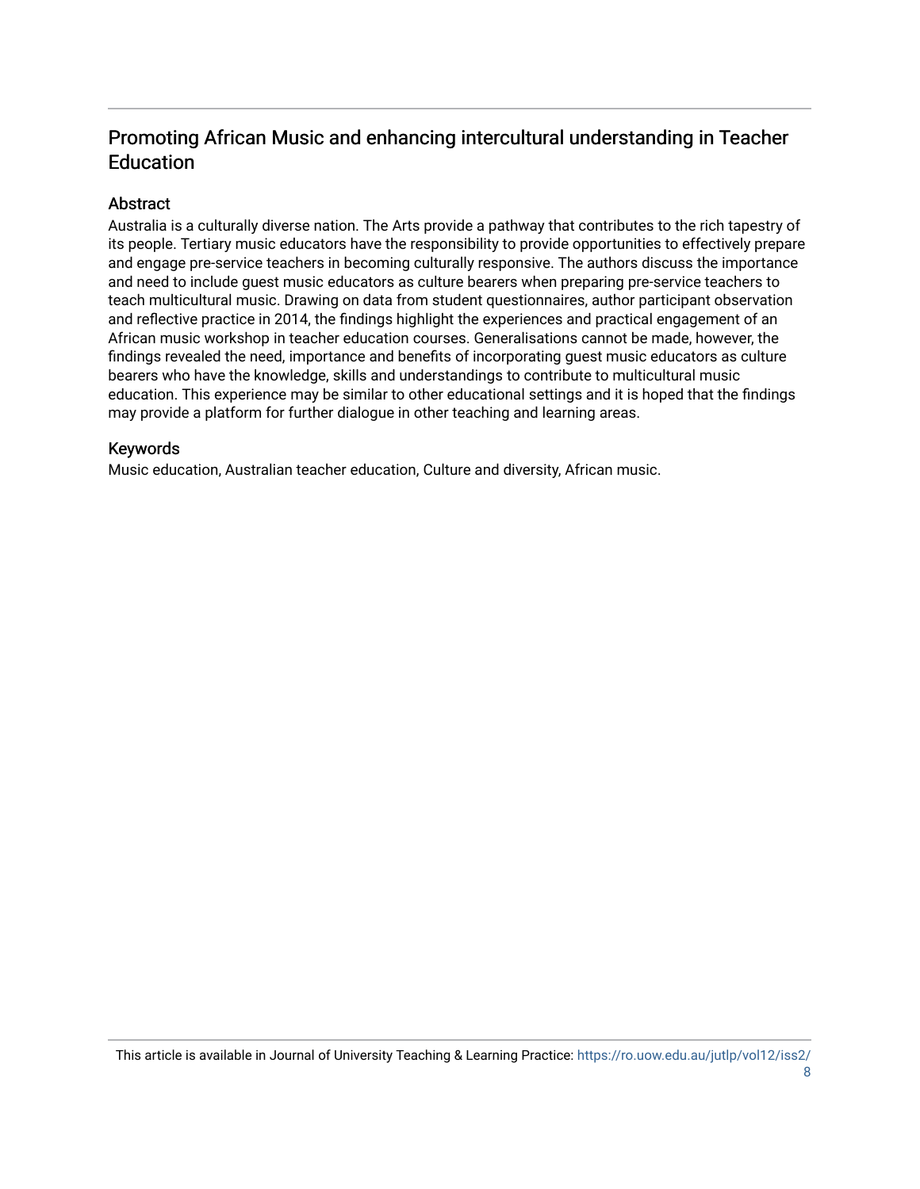# Promoting African Music and enhancing intercultural understanding in Teacher Education

## Abstract

Australia is a culturally diverse nation. The Arts provide a pathway that contributes to the rich tapestry of its people. Tertiary music educators have the responsibility to provide opportunities to effectively prepare and engage pre-service teachers in becoming culturally responsive. The authors discuss the importance and need to include guest music educators as culture bearers when preparing pre-service teachers to teach multicultural music. Drawing on data from student questionnaires, author participant observation and reflective practice in 2014, the findings highlight the experiences and practical engagement of an African music workshop in teacher education courses. Generalisations cannot be made, however, the findings revealed the need, importance and benefits of incorporating guest music educators as culture bearers who have the knowledge, skills and understandings to contribute to multicultural music education. This experience may be similar to other educational settings and it is hoped that the findings may provide a platform for further dialogue in other teaching and learning areas.

## Keywords

Music education, Australian teacher education, Culture and diversity, African music.

This article is available in Journal of University Teaching & Learning Practice: https://ro.uow.edu.au/jutlp/vol12/iss2/8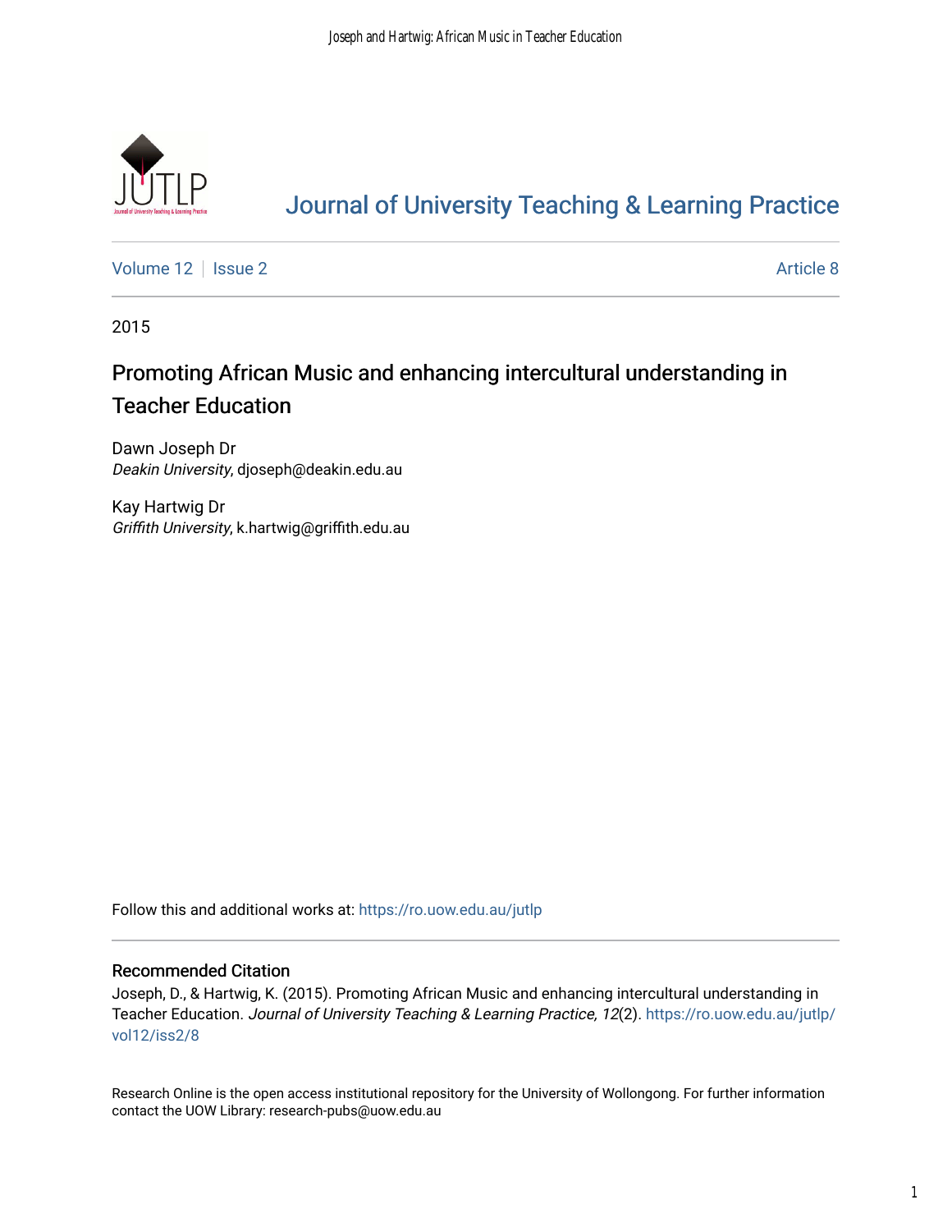# Journal of University Teaching & Learning Practice

Volume 12 | Issue 2 | Article 8

2015

## Promoting African Music and enhancing intercultural understanding in Teacher Education

Dawn Joseph Dr
*Deakin University*, djoseph@deakin.edu.au

Kay Hartwig Dr
*Griffith University*, k.hartwig@griffith.edu.au

Follow this and additional works at: https://ro.uow.edu.au/jutlp

### Recommended Citation

Joseph, D., & Hartwig, K. (2015). Promoting African Music and enhancing intercultural understanding in Teacher Education. *Journal of University Teaching & Learning Practice, 12*(2). https://ro.uow.edu.au/jutlp/vol12/iss2/8

Research Online is the open access institutional repository for the University of Wollongong. For further information contact the UOW Library: research-pubs@uow.edu.au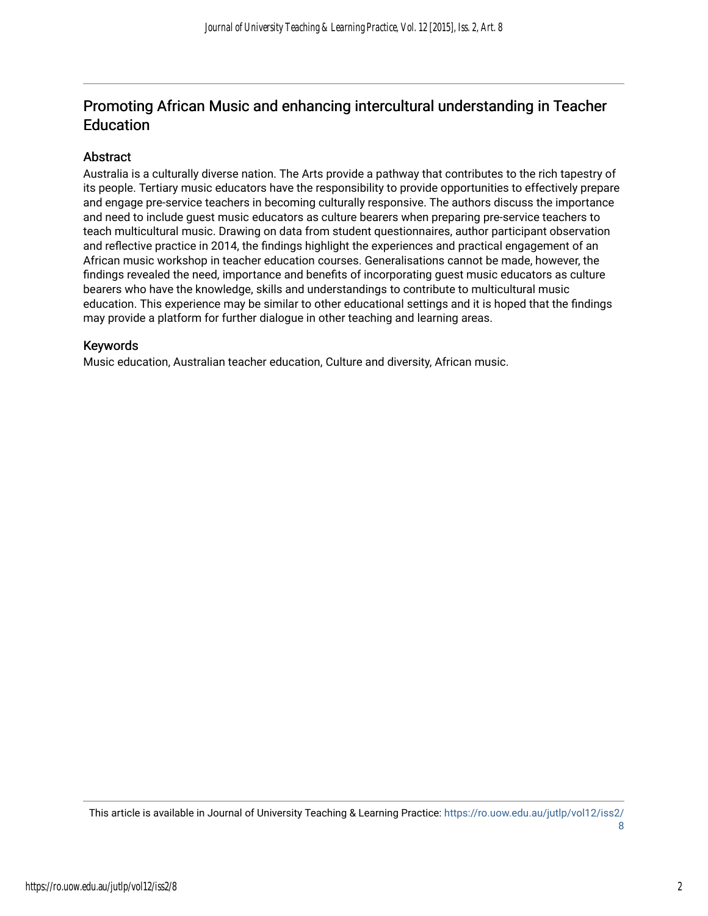# Promoting African Music and enhancing intercultural understanding in Teacher Education

## Abstract

Australia is a culturally diverse nation. The Arts provide a pathway that contributes to the rich tapestry of its people. Tertiary music educators have the responsibility to provide opportunities to effectively prepare and engage pre-service teachers in becoming culturally responsive. The authors discuss the importance and need to include guest music educators as culture bearers when preparing pre-service teachers to teach multicultural music. Drawing on data from student questionnaires, author participant observation and reflective practice in 2014, the findings highlight the experiences and practical engagement of an African music workshop in teacher education courses. Generalisations cannot be made, however, the findings revealed the need, importance and benefits of incorporating guest music educators as culture bearers who have the knowledge, skills and understandings to contribute to multicultural music education. This experience may be similar to other educational settings and it is hoped that the findings may provide a platform for further dialogue in other teaching and learning areas.

## Keywords

Music education, Australian teacher education, Culture and diversity, African music.

This article is available in Journal of University Teaching & Learning Practice: https://ro.uow.edu.au/jutlp/vol12/iss2/8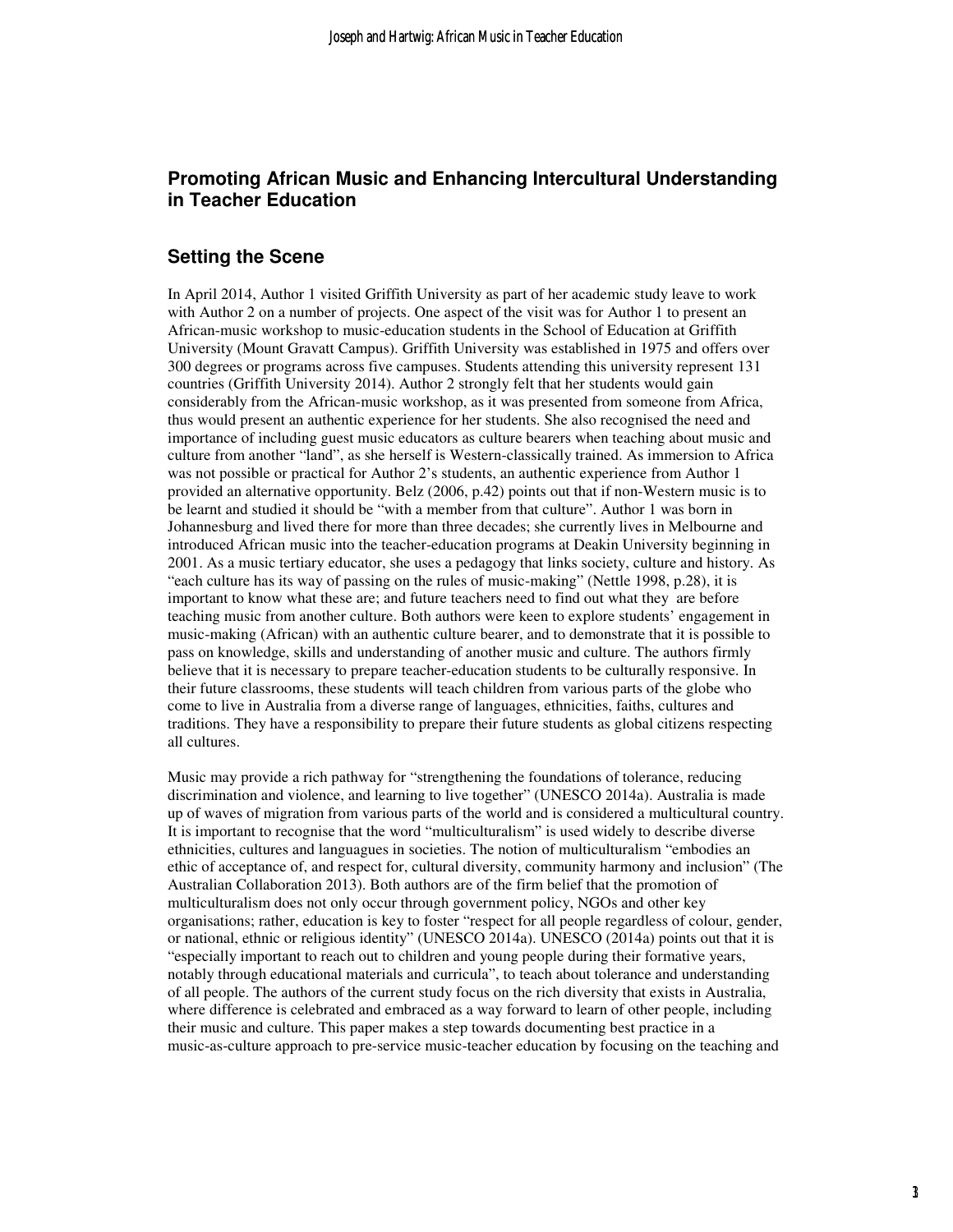## Promoting African Music and Enhancing Intercultural Understanding in Teacher Education

### Setting the Scene

In April 2014, Author 1 visited Griffith University as part of her academic study leave to work with Author 2 on a number of projects. One aspect of the visit was for Author 1 to present an African-music workshop to music-education students in the School of Education at Griffith University (Mount Gravatt Campus). Griffith University was established in 1975 and offers over 300 degrees or programs across five campuses. Students attending this university represent 131 countries (Griffith University 2014). Author 2 strongly felt that her students would gain considerably from the African-music workshop, as it was presented from someone from Africa, thus would present an authentic experience for her students. She also recognised the need and importance of including guest music educators as culture bearers when teaching about music and culture from another "land", as she herself is Western-classically trained. As immersion to Africa was not possible or practical for Author 2's students, an authentic experience from Author 1 provided an alternative opportunity. Belz (2006, p.42) points out that if non-Western music is to be learnt and studied it should be "with a member from that culture". Author 1 was born in Johannesburg and lived there for more than three decades; she currently lives in Melbourne and introduced African music into the teacher-education programs at Deakin University beginning in 2001. As a music tertiary educator, she uses a pedagogy that links society, culture and history. As "each culture has its way of passing on the rules of music-making" (Nettle 1998, p.28), it is important to know what these are; and future teachers need to find out what they are before teaching music from another culture. Both authors were keen to explore students' engagement in music-making (African) with an authentic culture bearer, and to demonstrate that it is possible to pass on knowledge, skills and understanding of another music and culture. The authors firmly believe that it is necessary to prepare teacher-education students to be culturally responsive. In their future classrooms, these students will teach children from various parts of the globe who come to live in Australia from a diverse range of languages, ethnicities, faiths, cultures and traditions. They have a responsibility to prepare their future students as global citizens respecting all cultures.

Music may provide a rich pathway for "strengthening the foundations of tolerance, reducing discrimination and violence, and learning to live together" (UNESCO 2014a). Australia is made up of waves of migration from various parts of the world and is considered a multicultural country. It is important to recognise that the word "multiculturalism" is used widely to describe diverse ethnicities, cultures and languagues in societies. The notion of multiculturalism "embodies an ethic of acceptance of, and respect for, cultural diversity, community harmony and inclusion" (The Australian Collaboration 2013). Both authors are of the firm belief that the promotion of multiculturalism does not only occur through government policy, NGOs and other key organisations; rather, education is key to foster "respect for all people regardless of colour, gender, or national, ethnic or religious identity" (UNESCO 2014a). UNESCO (2014a) points out that it is "especially important to reach out to children and young people during their formative years, notably through educational materials and curricula", to teach about tolerance and understanding of all people. The authors of the current study focus on the rich diversity that exists in Australia, where difference is celebrated and embraced as a way forward to learn of other people, including their music and culture. This paper makes a step towards documenting best practice in a music-as-culture approach to pre-service music-teacher education by focusing on the teaching and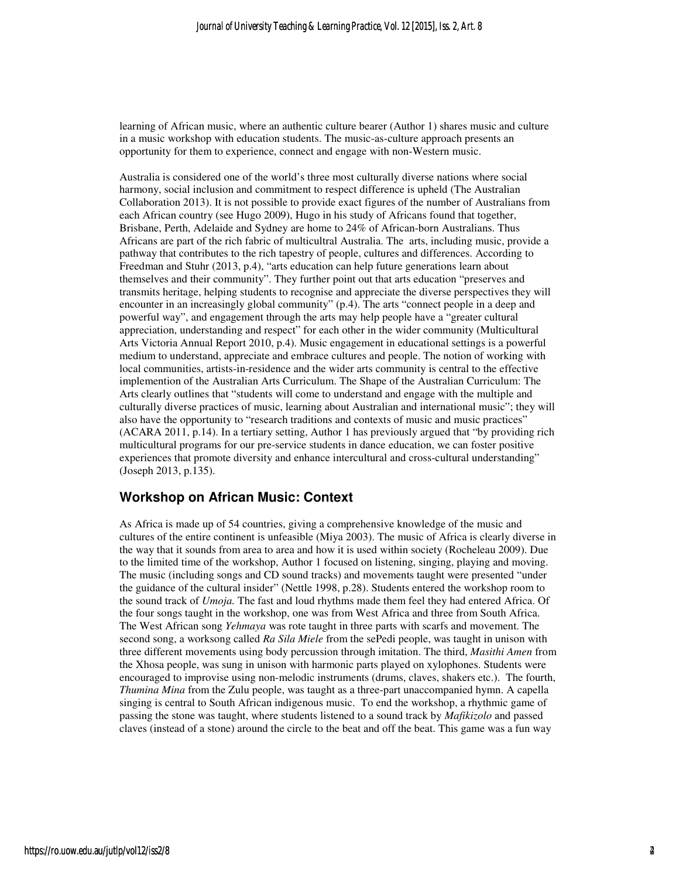learning of African music, where an authentic culture bearer (Author 1) shares music and culture in a music workshop with education students. The music-as-culture approach presents an opportunity for them to experience, connect and engage with non-Western music.

Australia is considered one of the world's three most culturally diverse nations where social harmony, social inclusion and commitment to respect difference is upheld (The Australian Collaboration 2013). It is not possible to provide exact figures of the number of Australians from each African country (see Hugo 2009), Hugo in his study of Africans found that together, Brisbane, Perth, Adelaide and Sydney are home to 24% of African-born Australians. Thus Africans are part of the rich fabric of multicultral Australia. The arts, including music, provide a pathway that contributes to the rich tapestry of people, cultures and differences. According to Freedman and Stuhr (2013, p.4), "arts education can help future generations learn about themselves and their community". They further point out that arts education "preserves and transmits heritage, helping students to recognise and appreciate the diverse perspectives they will encounter in an increasingly global community" (p.4). The arts "connect people in a deep and powerful way", and engagement through the arts may help people have a "greater cultural appreciation, understanding and respect" for each other in the wider community (Multicultural Arts Victoria Annual Report 2010, p.4). Music engagement in educational settings is a powerful medium to understand, appreciate and embrace cultures and people. The notion of working with local communities, artists-in-residence and the wider arts community is central to the effective implemention of the Australian Arts Curriculum. The Shape of the Australian Curriculum: The Arts clearly outlines that "students will come to understand and engage with the multiple and culturally diverse practices of music, learning about Australian and international music"; they will also have the opportunity to "research traditions and contexts of music and music practices" (ACARA 2011, p.14). In a tertiary setting, Author 1 has previously argued that "by providing rich multicultural programs for our pre-service students in dance education, we can foster positive experiences that promote diversity and enhance intercultural and cross-cultural understanding" (Joseph 2013, p.135).

## Workshop on African Music: Context

As Africa is made up of 54 countries, giving a comprehensive knowledge of the music and cultures of the entire continent is unfeasible (Miya 2003). The music of Africa is clearly diverse in the way that it sounds from area to area and how it is used within society (Rocheleau 2009). Due to the limited time of the workshop, Author 1 focused on listening, singing, playing and moving. The music (including songs and CD sound tracks) and movements taught were presented "under the guidance of the cultural insider" (Nettle 1998, p.28). Students entered the workshop room to the sound track of *Umoja.* The fast and loud rhythms made them feel they had entered Africa. Of the four songs taught in the workshop, one was from West Africa and three from South Africa. The West African song *Yehmaya* was rote taught in three parts with scarfs and movement. The second song, a worksong called *Ra Sila Miele* from the sePedi people, was taught in unison with three different movements using body percussion through imitation. The third, *Masithi Amen* from the Xhosa people, was sung in unison with harmonic parts played on xylophones. Students were encouraged to improvise using non-melodic instruments (drums, claves, shakers etc.). The fourth, *Thumina Mina* from the Zulu people, was taught as a three-part unaccompanied hymn. A capella singing is central to South African indigenous music. To end the workshop, a rhythmic game of passing the stone was taught, where students listened to a sound track by *Mafikizolo* and passed claves (instead of a stone) around the circle to the beat and off the beat. This game was a fun way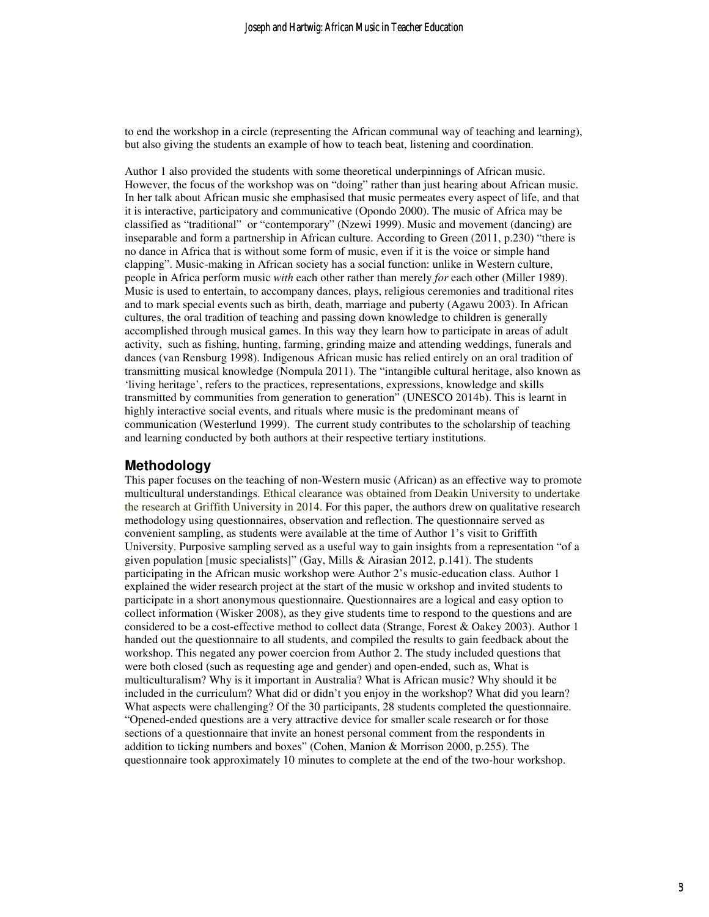to end the workshop in a circle (representing the African communal way of teaching and learning), but also giving the students an example of how to teach beat, listening and coordination.

Author 1 also provided the students with some theoretical underpinnings of African music. However, the focus of the workshop was on "doing" rather than just hearing about African music. In her talk about African music she emphasised that music permeates every aspect of life, and that it is interactive, participatory and communicative (Opondo 2000). The music of Africa may be classified as "traditional" or "contemporary" (Nzewi 1999). Music and movement (dancing) are inseparable and form a partnership in African culture. According to Green (2011, p.230) "there is no dance in Africa that is without some form of music, even if it is the voice or simple hand clapping". Music-making in African society has a social function: unlike in Western culture, people in Africa perform music *with* each other rather than merely *for* each other (Miller 1989). Music is used to entertain, to accompany dances, plays, religious ceremonies and traditional rites and to mark special events such as birth, death, marriage and puberty (Agawu 2003). In African cultures, the oral tradition of teaching and passing down knowledge to children is generally accomplished through musical games. In this way they learn how to participate in areas of adult activity, such as fishing, hunting, farming, grinding maize and attending weddings, funerals and dances (van Rensburg 1998). Indigenous African music has relied entirely on an oral tradition of transmitting musical knowledge (Nompula 2011). The "intangible cultural heritage, also known as 'living heritage', refers to the practices, representations, expressions, knowledge and skills transmitted by communities from generation to generation" (UNESCO 2014b). This is learnt in highly interactive social events, and rituals where music is the predominant means of communication (Westerlund 1999). The current study contributes to the scholarship of teaching and learning conducted by both authors at their respective tertiary institutions.

## Methodology

This paper focuses on the teaching of non-Western music (African) as an effective way to promote multicultural understandings. Ethical clearance was obtained from Deakin University to undertake the research at Griffith University in 2014. For this paper, the authors drew on qualitative research methodology using questionnaires, observation and reflection. The questionnaire served as convenient sampling, as students were available at the time of Author 1's visit to Griffith University. Purposive sampling served as a useful way to gain insights from a representation "of a given population [music specialists]" (Gay, Mills & Airasian 2012, p.141). The students participating in the African music workshop were Author 2's music-education class. Author 1 explained the wider research project at the start of the music w orkshop and invited students to participate in a short anonymous questionnaire. Questionnaires are a logical and easy option to collect information (Wisker 2008), as they give students time to respond to the questions and are considered to be a cost-effective method to collect data (Strange, Forest & Oakey 2003). Author 1 handed out the questionnaire to all students, and compiled the results to gain feedback about the workshop. This negated any power coercion from Author 2. The study included questions that were both closed (such as requesting age and gender) and open-ended, such as, What is multiculturalism? Why is it important in Australia? What is African music? Why should it be included in the curriculum? What did or didn't you enjoy in the workshop? What did you learn? What aspects were challenging? Of the 30 participants, 28 students completed the questionnaire. "Opened-ended questions are a very attractive device for smaller scale research or for those sections of a questionnaire that invite an honest personal comment from the respondents in addition to ticking numbers and boxes" (Cohen, Manion & Morrison 2000, p.255). The questionnaire took approximately 10 minutes to complete at the end of the two-hour workshop.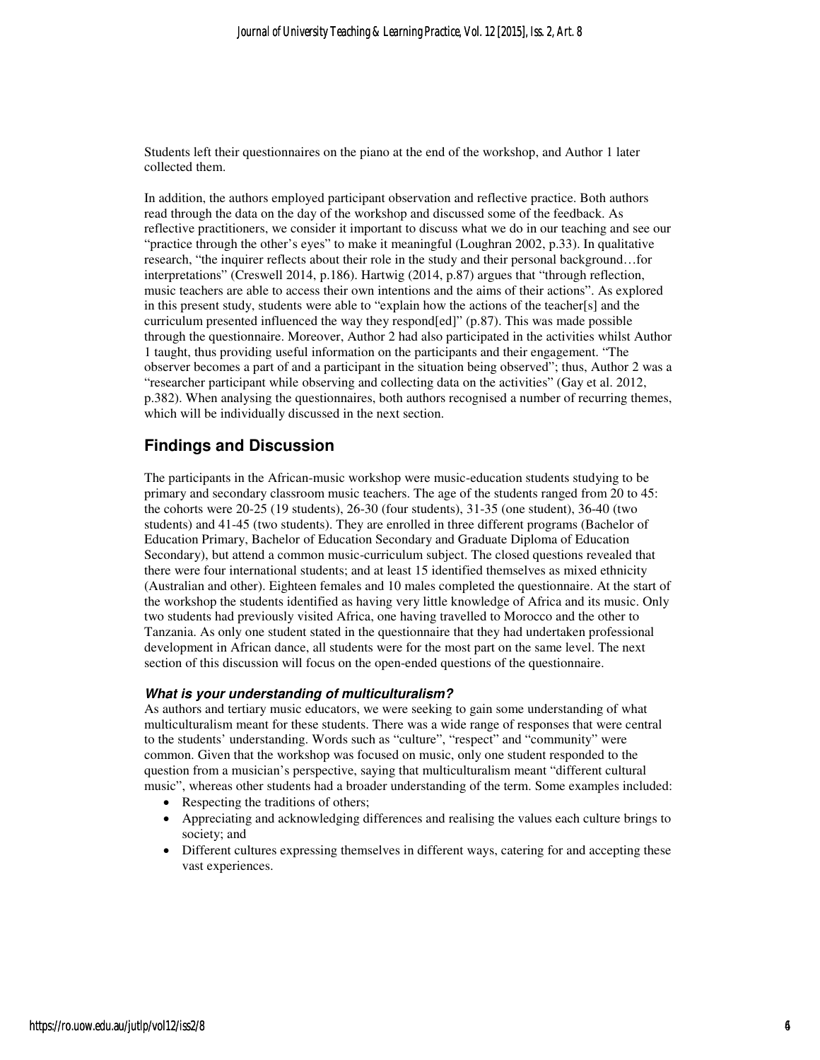Students left their questionnaires on the piano at the end of the workshop, and Author 1 later collected them.

In addition, the authors employed participant observation and reflective practice. Both authors read through the data on the day of the workshop and discussed some of the feedback. As reflective practitioners, we consider it important to discuss what we do in our teaching and see our "practice through the other's eyes" to make it meaningful (Loughran 2002, p.33). In qualitative research, "the inquirer reflects about their role in the study and their personal background…for interpretations" (Creswell 2014, p.186). Hartwig (2014, p.87) argues that "through reflection, music teachers are able to access their own intentions and the aims of their actions". As explored in this present study, students were able to "explain how the actions of the teacher[s] and the curriculum presented influenced the way they respond[ed]" (p.87). This was made possible through the questionnaire. Moreover, Author 2 had also participated in the activities whilst Author 1 taught, thus providing useful information on the participants and their engagement. "The observer becomes a part of and a participant in the situation being observed"; thus, Author 2 was a "researcher participant while observing and collecting data on the activities" (Gay et al. 2012, p.382). When analysing the questionnaires, both authors recognised a number of recurring themes, which will be individually discussed in the next section.

## Findings and Discussion

The participants in the African-music workshop were music-education students studying to be primary and secondary classroom music teachers. The age of the students ranged from 20 to 45: the cohorts were 20-25 (19 students), 26-30 (four students), 31-35 (one student), 36-40 (two students) and 41-45 (two students). They are enrolled in three different programs (Bachelor of Education Primary, Bachelor of Education Secondary and Graduate Diploma of Education Secondary), but attend a common music-curriculum subject. The closed questions revealed that there were four international students; and at least 15 identified themselves as mixed ethnicity (Australian and other). Eighteen females and 10 males completed the questionnaire. At the start of the workshop the students identified as having very little knowledge of Africa and its music. Only two students had previously visited Africa, one having travelled to Morocco and the other to Tanzania. As only one student stated in the questionnaire that they had undertaken professional development in African dance, all students were for the most part on the same level. The next section of this discussion will focus on the open-ended questions of the questionnaire.

### *What is your understanding of multiculturalism?*

As authors and tertiary music educators, we were seeking to gain some understanding of what multiculturalism meant for these students. There was a wide range of responses that were central to the students' understanding. Words such as "culture", "respect" and "community" were common. Given that the workshop was focused on music, only one student responded to the question from a musician's perspective, saying that multiculturalism meant "different cultural music", whereas other students had a broader understanding of the term. Some examples included:

- Respecting the traditions of others;
- Appreciating and acknowledging differences and realising the values each culture brings to society; and
- Different cultures expressing themselves in different ways, catering for and accepting these vast experiences.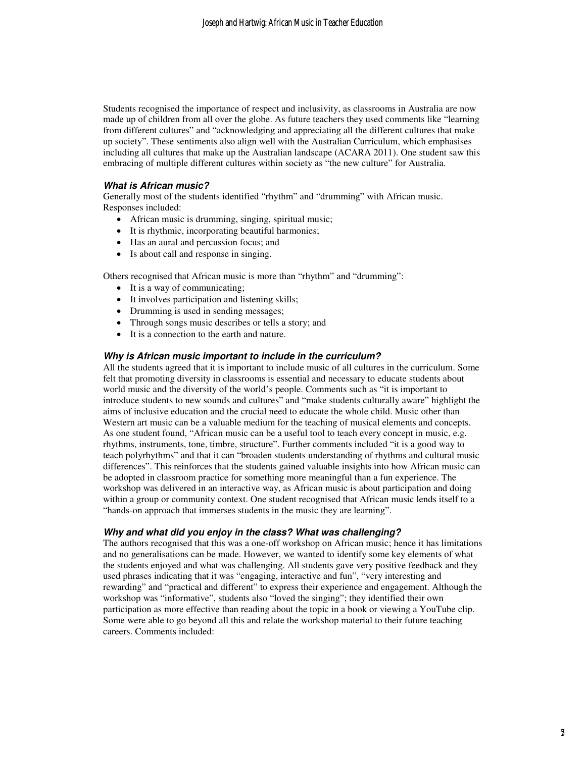Students recognised the importance of respect and inclusivity, as classrooms in Australia are now made up of children from all over the globe. As future teachers they used comments like "learning from different cultures" and "acknowledging and appreciating all the different cultures that make up society". These sentiments also align well with the Australian Curriculum, which emphasises including all cultures that make up the Australian landscape (ACARA 2011). One student saw this embracing of multiple different cultures within society as "the new culture" for Australia.

### *What is African music?*

Generally most of the students identified "rhythm" and "drumming" with African music. Responses included:

- African music is drumming, singing, spiritual music;
- It is rhythmic, incorporating beautiful harmonies;
- Has an aural and percussion focus; and
- Is about call and response in singing.

Others recognised that African music is more than "rhythm" and "drumming":

- It is a way of communicating;
- It involves participation and listening skills;
- Drumming is used in sending messages;
- Through songs music describes or tells a story; and
- It is a connection to the earth and nature.

### *Why is African music important to include in the curriculum?*

All the students agreed that it is important to include music of all cultures in the curriculum. Some felt that promoting diversity in classrooms is essential and necessary to educate students about world music and the diversity of the world's people. Comments such as "it is important to introduce students to new sounds and cultures" and "make students culturally aware" highlight the aims of inclusive education and the crucial need to educate the whole child. Music other than Western art music can be a valuable medium for the teaching of musical elements and concepts. As one student found, "African music can be a useful tool to teach every concept in music, e.g. rhythms, instruments, tone, timbre, structure". Further comments included "it is a good way to teach polyrhythms" and that it can "broaden students understanding of rhythms and cultural music differences". This reinforces that the students gained valuable insights into how African music can be adopted in classroom practice for something more meaningful than a fun experience. The workshop was delivered in an interactive way, as African music is about participation and doing within a group or community context. One student recognised that African music lends itself to a "hands-on approach that immerses students in the music they are learning".

### *Why and what did you enjoy in the class? What was challenging?*

The authors recognised that this was a one-off workshop on African music; hence it has limitations and no generalisations can be made. However, we wanted to identify some key elements of what the students enjoyed and what was challenging. All students gave very positive feedback and they used phrases indicating that it was "engaging, interactive and fun", "very interesting and rewarding" and "practical and different" to express their experience and engagement. Although the workshop was "informative", students also "loved the singing"; they identified their own participation as more effective than reading about the topic in a book or viewing a YouTube clip. Some were able to go beyond all this and relate the workshop material to their future teaching careers. Comments included: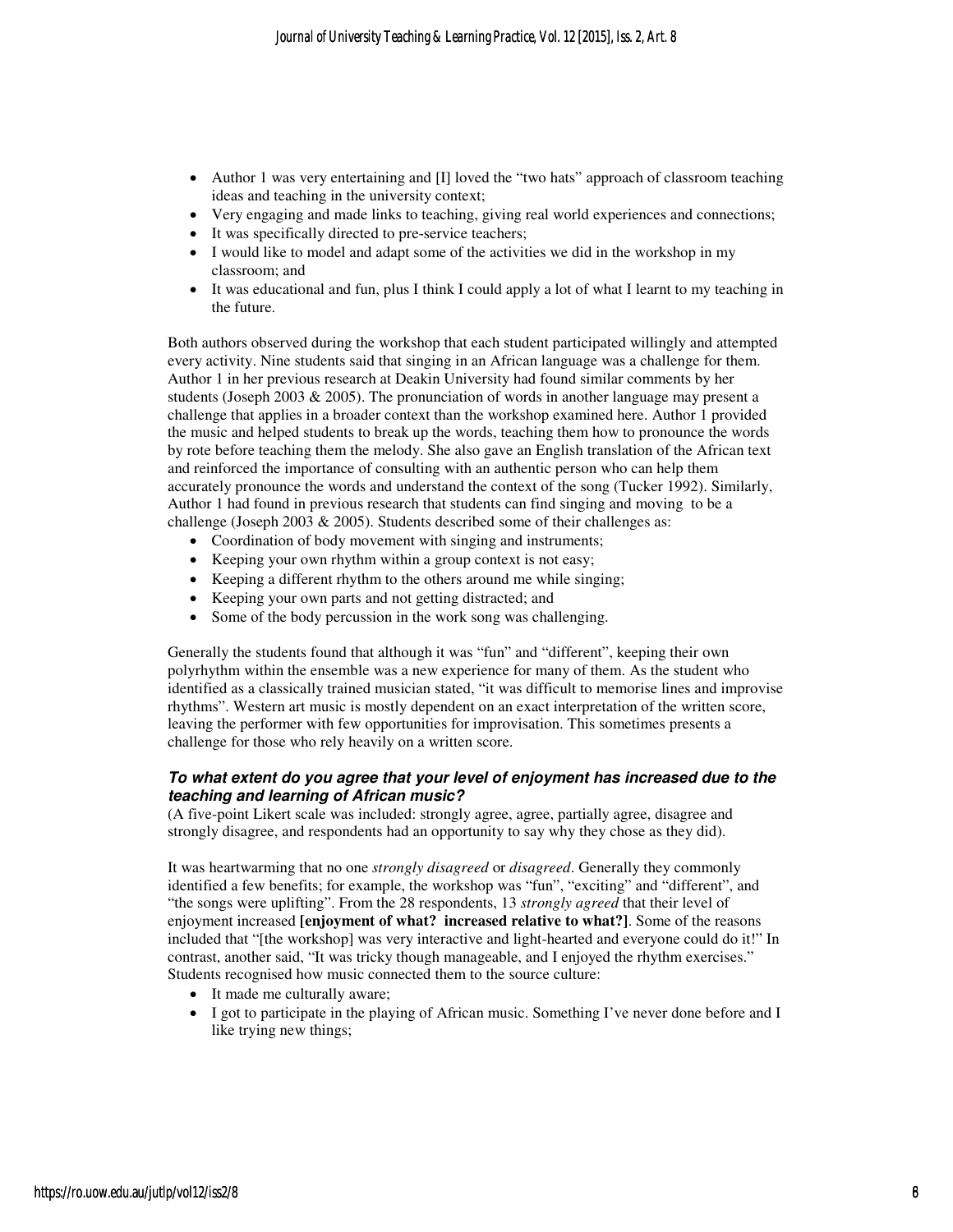- Author 1 was very entertaining and [I] loved the "two hats" approach of classroom teaching ideas and teaching in the university context;
- Very engaging and made links to teaching, giving real world experiences and connections;
- It was specifically directed to pre-service teachers;
- I would like to model and adapt some of the activities we did in the workshop in my classroom; and
- It was educational and fun, plus I think I could apply a lot of what I learnt to my teaching in the future.

Both authors observed during the workshop that each student participated willingly and attempted every activity. Nine students said that singing in an African language was a challenge for them. Author 1 in her previous research at Deakin University had found similar comments by her students (Joseph 2003 & 2005). The pronunciation of words in another language may present a challenge that applies in a broader context than the workshop examined here. Author 1 provided the music and helped students to break up the words, teaching them how to pronounce the words by rote before teaching them the melody. She also gave an English translation of the African text and reinforced the importance of consulting with an authentic person who can help them accurately pronounce the words and understand the context of the song (Tucker 1992). Similarly, Author 1 had found in previous research that students can find singing and moving to be a challenge (Joseph 2003 & 2005). Students described some of their challenges as:

- Coordination of body movement with singing and instruments;
- Keeping your own rhythm within a group context is not easy;
- Keeping a different rhythm to the others around me while singing;
- Keeping your own parts and not getting distracted; and
- Some of the body percussion in the work song was challenging.

Generally the students found that although it was "fun" and "different", keeping their own polyrhythm within the ensemble was a new experience for many of them. As the student who identified as a classically trained musician stated, "it was difficult to memorise lines and improvise rhythms". Western art music is mostly dependent on an exact interpretation of the written score, leaving the performer with few opportunities for improvisation. This sometimes presents a challenge for those who rely heavily on a written score.

#### *To what extent do you agree that your level of enjoyment has increased due to the teaching and learning of African music?*

(A five-point Likert scale was included: strongly agree, agree, partially agree, disagree and strongly disagree, and respondents had an opportunity to say why they chose as they did).

It was heartwarming that no one *strongly disagreed* or *disagreed*. Generally they commonly identified a few benefits; for example, the workshop was "fun", "exciting" and "different", and "the songs were uplifting". From the 28 respondents, 13 *strongly agreed* that their level of enjoyment increased **[enjoyment of what? increased relative to what?]**. Some of the reasons included that "[the workshop] was very interactive and light-hearted and everyone could do it!" In contrast, another said, "It was tricky though manageable, and I enjoyed the rhythm exercises." Students recognised how music connected them to the source culture:

- It made me culturally aware;
- I got to participate in the playing of African music. Something I've never done before and I like trying new things;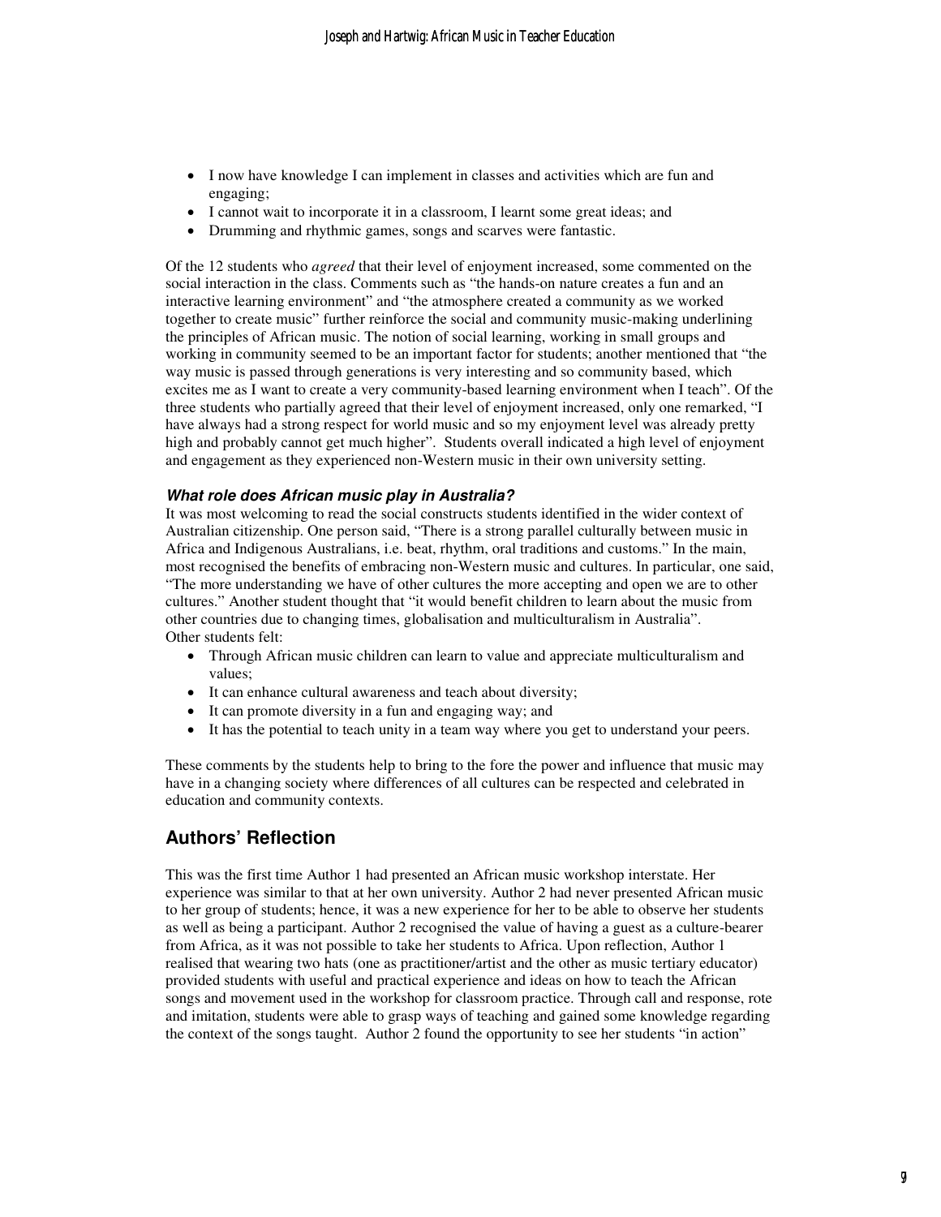- I now have knowledge I can implement in classes and activities which are fun and engaging;
- I cannot wait to incorporate it in a classroom, I learnt some great ideas; and
- Drumming and rhythmic games, songs and scarves were fantastic.

Of the 12 students who *agreed* that their level of enjoyment increased, some commented on the social interaction in the class. Comments such as "the hands-on nature creates a fun and an interactive learning environment" and "the atmosphere created a community as we worked together to create music" further reinforce the social and community music-making underlining the principles of African music. The notion of social learning, working in small groups and working in community seemed to be an important factor for students; another mentioned that "the way music is passed through generations is very interesting and so community based, which excites me as I want to create a very community-based learning environment when I teach". Of the three students who partially agreed that their level of enjoyment increased, only one remarked, "I have always had a strong respect for world music and so my enjoyment level was already pretty high and probably cannot get much higher". Students overall indicated a high level of enjoyment and engagement as they experienced non-Western music in their own university setting.

#### *What role does African music play in Australia?*

It was most welcoming to read the social constructs students identified in the wider context of Australian citizenship. One person said, "There is a strong parallel culturally between music in Africa and Indigenous Australians, i.e. beat, rhythm, oral traditions and customs." In the main, most recognised the benefits of embracing non-Western music and cultures. In particular, one said, "The more understanding we have of other cultures the more accepting and open we are to other cultures." Another student thought that "it would benefit children to learn about the music from other countries due to changing times, globalisation and multiculturalism in Australia". Other students felt:

- Through African music children can learn to value and appreciate multiculturalism and values;
- It can enhance cultural awareness and teach about diversity;
- It can promote diversity in a fun and engaging way; and
- It has the potential to teach unity in a team way where you get to understand your peers.

These comments by the students help to bring to the fore the power and influence that music may have in a changing society where differences of all cultures can be respected and celebrated in education and community contexts.

## Authors' Reflection

This was the first time Author 1 had presented an African music workshop interstate. Her experience was similar to that at her own university. Author 2 had never presented African music to her group of students; hence, it was a new experience for her to be able to observe her students as well as being a participant. Author 2 recognised the value of having a guest as a culture-bearer from Africa, as it was not possible to take her students to Africa. Upon reflection, Author 1 realised that wearing two hats (one as practitioner/artist and the other as music tertiary educator) provided students with useful and practical experience and ideas on how to teach the African songs and movement used in the workshop for classroom practice. Through call and response, rote and imitation, students were able to grasp ways of teaching and gained some knowledge regarding the context of the songs taught. Author 2 found the opportunity to see her students "in action"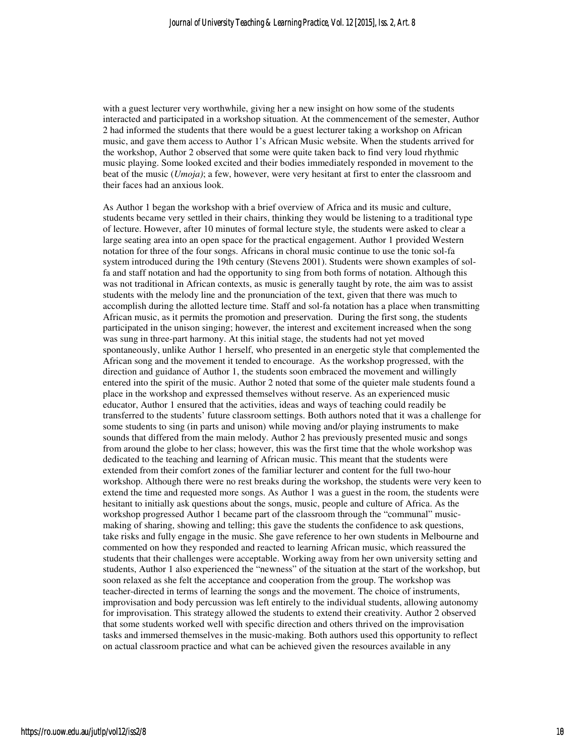with a guest lecturer very worthwhile, giving her a new insight on how some of the students interacted and participated in a workshop situation. At the commencement of the semester, Author 2 had informed the students that there would be a guest lecturer taking a workshop on African music, and gave them access to Author 1's African Music website. When the students arrived for the workshop, Author 2 observed that some were quite taken back to find very loud rhythmic music playing. Some looked excited and their bodies immediately responded in movement to the beat of the music (*Umoja)*; a few, however, were very hesitant at first to enter the classroom and their faces had an anxious look.

As Author 1 began the workshop with a brief overview of Africa and its music and culture, students became very settled in their chairs, thinking they would be listening to a traditional type of lecture. However, after 10 minutes of formal lecture style, the students were asked to clear a large seating area into an open space for the practical engagement. Author 1 provided Western notation for three of the four songs. Africans in choral music continue to use the tonic sol-fa system introduced during the 19th century (Stevens 2001). Students were shown examples of sol-fa and staff notation and had the opportunity to sing from both forms of notation. Although this was not traditional in African contexts, as music is generally taught by rote, the aim was to assist students with the melody line and the pronunciation of the text, given that there was much to accomplish during the allotted lecture time. Staff and sol-fa notation has a place when transmitting African music, as it permits the promotion and preservation. During the first song, the students participated in the unison singing; however, the interest and excitement increased when the song was sung in three-part harmony. At this initial stage, the students had not yet moved spontaneously, unlike Author 1 herself, who presented in an energetic style that complemented the African song and the movement it tended to encourage. As the workshop progressed, with the direction and guidance of Author 1, the students soon embraced the movement and willingly entered into the spirit of the music. Author 2 noted that some of the quieter male students found a place in the workshop and expressed themselves without reserve. As an experienced music educator, Author 1 ensured that the activities, ideas and ways of teaching could readily be transferred to the students' future classroom settings. Both authors noted that it was a challenge for some students to sing (in parts and unison) while moving and/or playing instruments to make sounds that differed from the main melody. Author 2 has previously presented music and songs from around the globe to her class; however, this was the first time that the whole workshop was dedicated to the teaching and learning of African music. This meant that the students were extended from their comfort zones of the familiar lecturer and content for the full two-hour workshop. Although there were no rest breaks during the workshop, the students were very keen to extend the time and requested more songs. As Author 1 was a guest in the room, the students were hesitant to initially ask questions about the songs, music, people and culture of Africa. As the workshop progressed Author 1 became part of the classroom through the "communal" music-making of sharing, showing and telling; this gave the students the confidence to ask questions, take risks and fully engage in the music. She gave reference to her own students in Melbourne and commented on how they responded and reacted to learning African music, which reassured the students that their challenges were acceptable. Working away from her own university setting and students, Author 1 also experienced the "newness" of the situation at the start of the workshop, but soon relaxed as she felt the acceptance and cooperation from the group. The workshop was teacher-directed in terms of learning the songs and the movement. The choice of instruments, improvisation and body percussion was left entirely to the individual students, allowing autonomy for improvisation. This strategy allowed the students to extend their creativity. Author 2 observed that some students worked well with specific direction and others thrived on the improvisation tasks and immersed themselves in the music-making. Both authors used this opportunity to reflect on actual classroom practice and what can be achieved given the resources available in any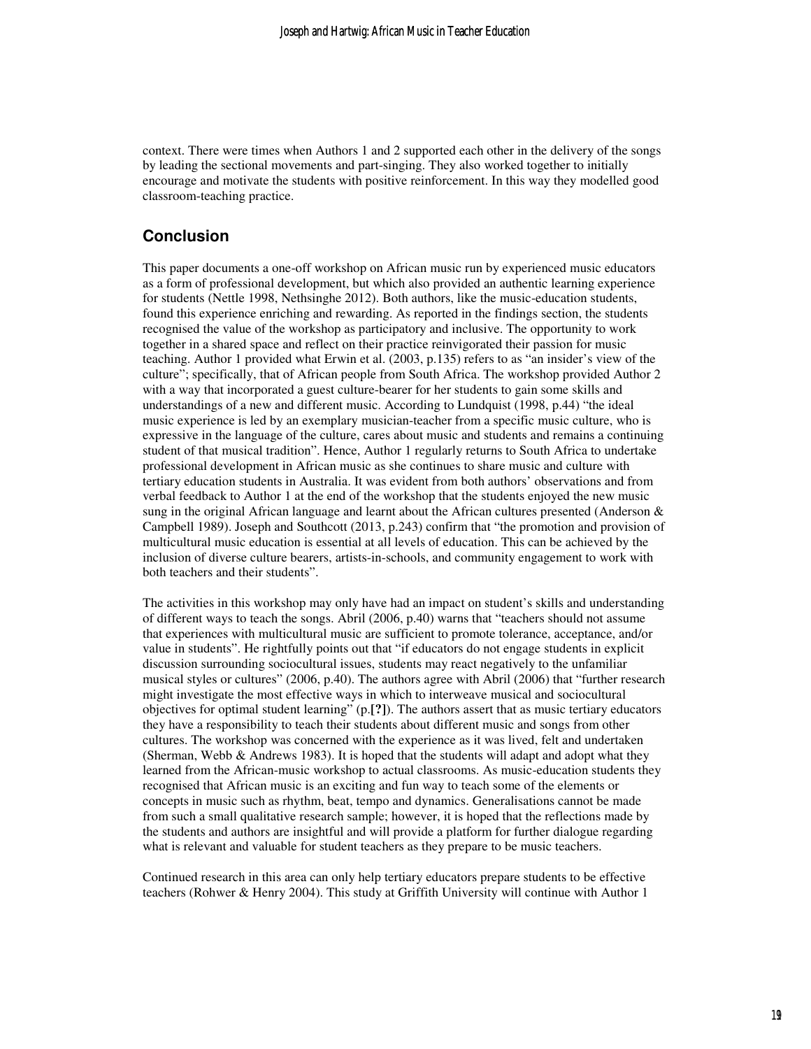context. There were times when Authors 1 and 2 supported each other in the delivery of the songs by leading the sectional movements and part-singing. They also worked together to initially encourage and motivate the students with positive reinforcement. In this way they modelled good classroom-teaching practice.

## Conclusion

This paper documents a one-off workshop on African music run by experienced music educators as a form of professional development, but which also provided an authentic learning experience for students (Nettle 1998, Nethsinghe 2012). Both authors, like the music-education students, found this experience enriching and rewarding. As reported in the findings section, the students recognised the value of the workshop as participatory and inclusive. The opportunity to work together in a shared space and reflect on their practice reinvigorated their passion for music teaching. Author 1 provided what Erwin et al. (2003, p.135) refers to as "an insider's view of the culture"; specifically, that of African people from South Africa. The workshop provided Author 2 with a way that incorporated a guest culture-bearer for her students to gain some skills and understandings of a new and different music. According to Lundquist (1998, p.44) "the ideal music experience is led by an exemplary musician-teacher from a specific music culture, who is expressive in the language of the culture, cares about music and students and remains a continuing student of that musical tradition". Hence, Author 1 regularly returns to South Africa to undertake professional development in African music as she continues to share music and culture with tertiary education students in Australia. It was evident from both authors' observations and from verbal feedback to Author 1 at the end of the workshop that the students enjoyed the new music sung in the original African language and learnt about the African cultures presented (Anderson & Campbell 1989). Joseph and Southcott (2013, p.243) confirm that "the promotion and provision of multicultural music education is essential at all levels of education. This can be achieved by the inclusion of diverse culture bearers, artists-in-schools, and community engagement to work with both teachers and their students".

The activities in this workshop may only have had an impact on student's skills and understanding of different ways to teach the songs. Abril (2006, p.40) warns that "teachers should not assume that experiences with multicultural music are sufficient to promote tolerance, acceptance, and/or value in students". He rightfully points out that "if educators do not engage students in explicit discussion surrounding sociocultural issues, students may react negatively to the unfamiliar musical styles or cultures" (2006, p.40). The authors agree with Abril (2006) that "further research might investigate the most effective ways in which to interweave musical and sociocultural objectives for optimal student learning" (p.**[?]**). The authors assert that as music tertiary educators they have a responsibility to teach their students about different music and songs from other cultures. The workshop was concerned with the experience as it was lived, felt and undertaken (Sherman, Webb & Andrews 1983). It is hoped that the students will adapt and adopt what they learned from the African-music workshop to actual classrooms. As music-education students they recognised that African music is an exciting and fun way to teach some of the elements or concepts in music such as rhythm, beat, tempo and dynamics. Generalisations cannot be made from such a small qualitative research sample; however, it is hoped that the reflections made by the students and authors are insightful and will provide a platform for further dialogue regarding what is relevant and valuable for student teachers as they prepare to be music teachers.

Continued research in this area can only help tertiary educators prepare students to be effective teachers (Rohwer & Henry 2004). This study at Griffith University will continue with Author 1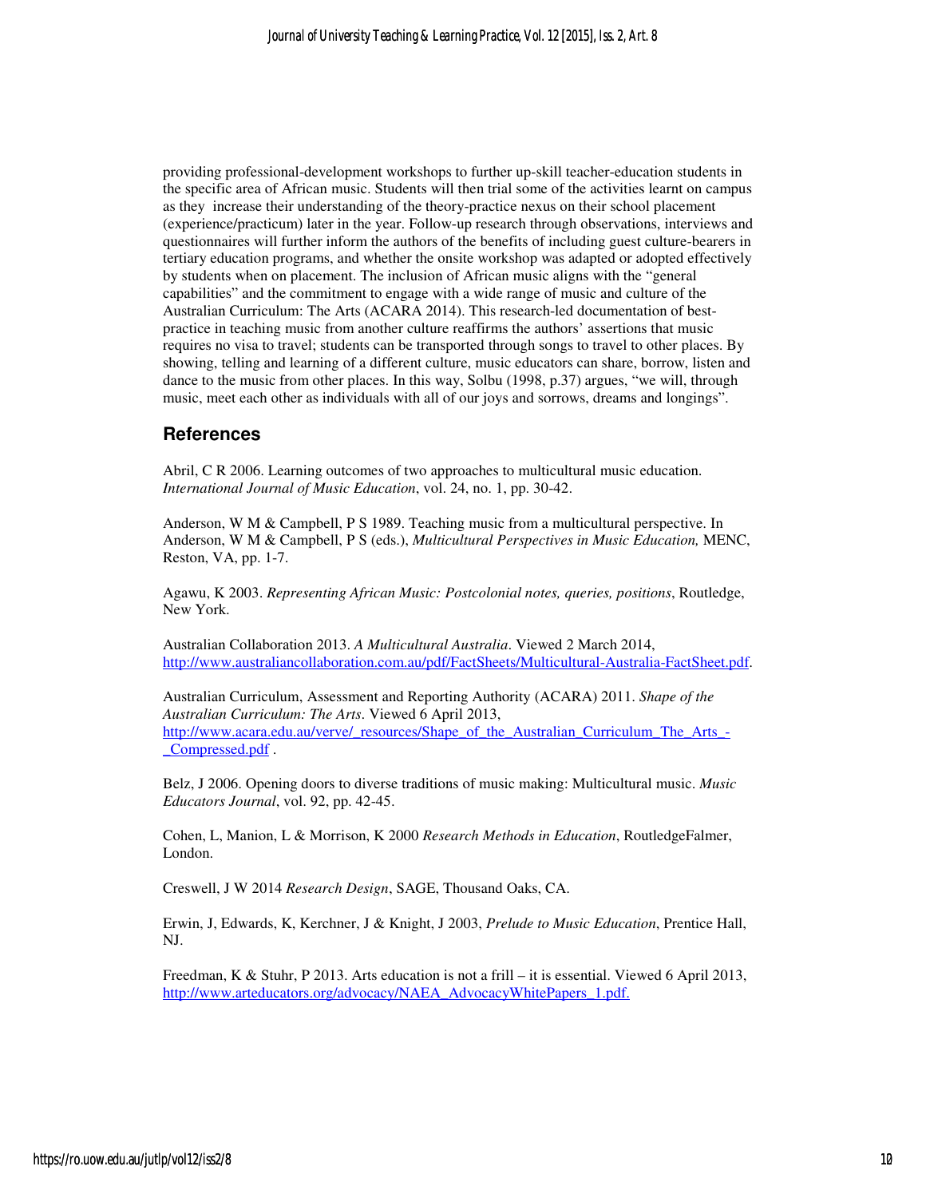providing professional-development workshops to further up-skill teacher-education students in the specific area of African music. Students will then trial some of the activities learnt on campus as they increase their understanding of the theory-practice nexus on their school placement (experience/practicum) later in the year. Follow-up research through observations, interviews and questionnaires will further inform the authors of the benefits of including guest culture-bearers in tertiary education programs, and whether the onsite workshop was adapted or adopted effectively by students when on placement. The inclusion of African music aligns with the "general capabilities" and the commitment to engage with a wide range of music and culture of the Australian Curriculum: The Arts (ACARA 2014). This research-led documentation of best-practice in teaching music from another culture reaffirms the authors' assertions that music requires no visa to travel; students can be transported through songs to travel to other places. By showing, telling and learning of a different culture, music educators can share, borrow, listen and dance to the music from other places. In this way, Solbu (1998, p.37) argues, "we will, through music, meet each other as individuals with all of our joys and sorrows, dreams and longings".

## References

Abril, C R 2006. Learning outcomes of two approaches to multicultural music education. *International Journal of Music Education*, vol. 24, no. 1, pp. 30-42.

Anderson, W M & Campbell, P S 1989. Teaching music from a multicultural perspective. In Anderson, W M & Campbell, P S (eds.), *Multicultural Perspectives in Music Education,* MENC, Reston, VA, pp. 1-7.

Agawu, K 2003. *Representing African Music: Postcolonial notes, queries, positions*, Routledge, New York.

Australian Collaboration 2013. *A Multicultural Australia*. Viewed 2 March 2014, http://www.australiancollaboration.com.au/pdf/FactSheets/Multicultural-Australia-FactSheet.pdf.

Australian Curriculum, Assessment and Reporting Authority (ACARA) 2011. *Shape of the Australian Curriculum: The Arts*. Viewed 6 April 2013, http://www.acara.edu.au/verve/_resources/Shape_of_the_Australian_Curriculum_The_Arts_-_Compressed.pdf .

Belz, J 2006. Opening doors to diverse traditions of music making: Multicultural music. *Music Educators Journal*, vol. 92, pp. 42-45.

Cohen, L, Manion, L & Morrison, K 2000 *Research Methods in Education*, RoutledgeFalmer, London.

Creswell, J W 2014 *Research Design*, SAGE, Thousand Oaks, CA.

Erwin, J, Edwards, K, Kerchner, J & Knight, J 2003, *Prelude to Music Education*, Prentice Hall, NJ.

Freedman, K & Stuhr, P 2013. Arts education is not a frill – it is essential. Viewed 6 April 2013, http://www.arteducators.org/advocacy/NAEA_AdvocacyWhitePapers_1.pdf.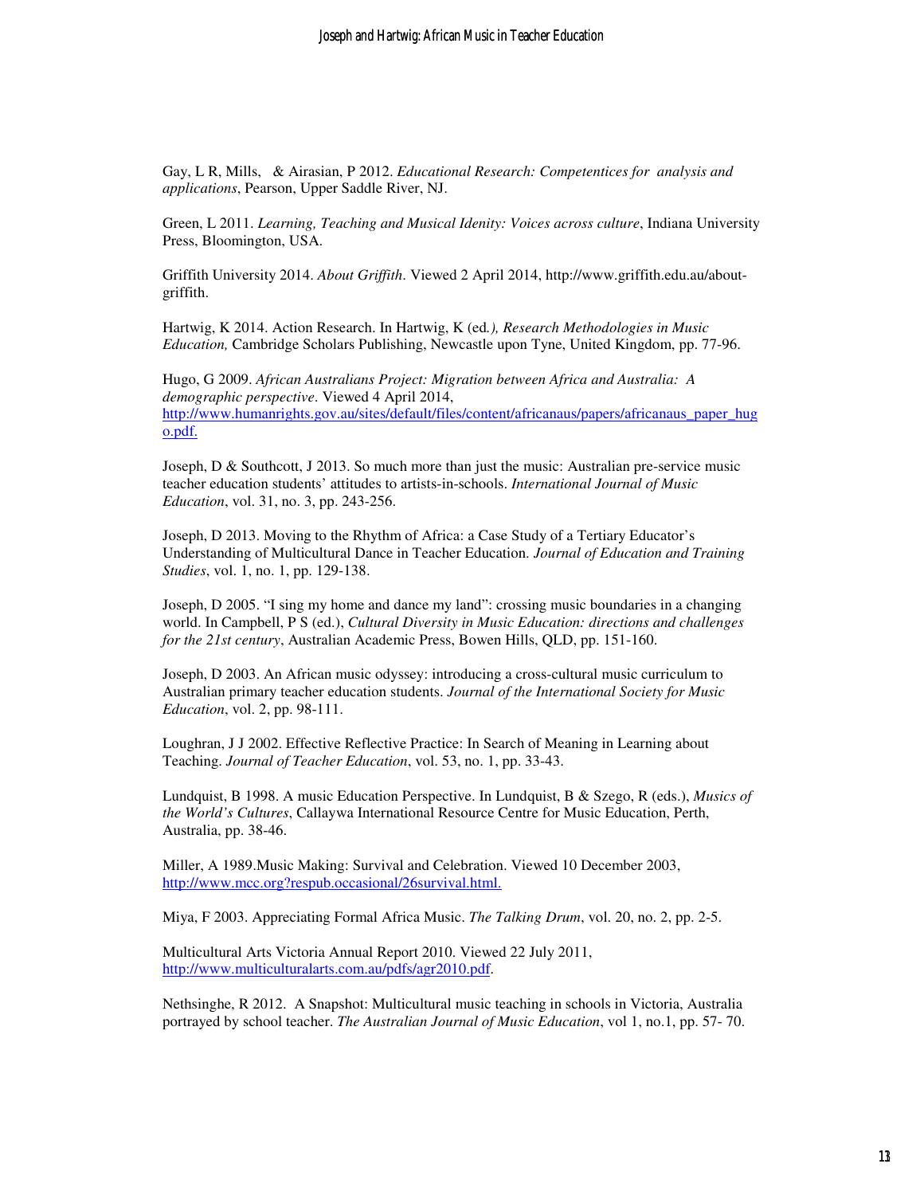Gay, L R, Mills, & Airasian, P 2012. *Educational Research: Competentices for analysis and applications*, Pearson, Upper Saddle River, NJ.

Green, L 2011. *Learning, Teaching and Musical Idenity: Voices across culture*, Indiana University Press, Bloomington, USA.

Griffith University 2014. *About Griffith*. Viewed 2 April 2014, http://www.griffith.edu.au/about-griffith.

Hartwig, K 2014. Action Research. In Hartwig, K (ed*.), Research Methodologies in Music Education,* Cambridge Scholars Publishing, Newcastle upon Tyne, United Kingdom, pp. 77-96.

Hugo, G 2009. *African Australians Project: Migration between Africa and Australia: A demographic perspective*. Viewed 4 April 2014, http://www.humanrights.gov.au/sites/default/files/content/africanaus/papers/africanaus_paper_hugo.pdf.

Joseph, D & Southcott, J 2013. So much more than just the music: Australian pre-service music teacher education students' attitudes to artists-in-schools. *International Journal of Music Education*, vol. 31, no. 3, pp. 243-256.

Joseph, D 2013. Moving to the Rhythm of Africa: a Case Study of a Tertiary Educator's Understanding of Multicultural Dance in Teacher Education. *Journal of Education and Training Studies*, vol. 1, no. 1, pp. 129-138.

Joseph, D 2005. "I sing my home and dance my land": crossing music boundaries in a changing world. In Campbell, P S (ed.), *Cultural Diversity in Music Education: directions and challenges for the 21st century*, Australian Academic Press, Bowen Hills, QLD, pp. 151-160.

Joseph, D 2003. An African music odyssey: introducing a cross-cultural music curriculum to Australian primary teacher education students. *Journal of the International Society for Music Education*, vol. 2, pp. 98-111.

Loughran, J J 2002. Effective Reflective Practice: In Search of Meaning in Learning about Teaching. *Journal of Teacher Education*, vol. 53, no. 1, pp. 33-43.

Lundquist, B 1998. A music Education Perspective. In Lundquist, B & Szego, R (eds.), *Musics of the World's Cultures*, Callaywa International Resource Centre for Music Education, Perth, Australia, pp. 38-46.

Miller, A 1989.Music Making: Survival and Celebration. Viewed 10 December 2003, http://www.mcc.org?respub.occasional/26survival.html.

Miya, F 2003. Appreciating Formal Africa Music. *The Talking Drum*, vol. 20, no. 2, pp. 2-5.

Multicultural Arts Victoria Annual Report 2010. Viewed 22 July 2011, http://www.multiculturalarts.com.au/pdfs/agr2010.pdf.

Nethsinghe, R 2012. A Snapshot: Multicultural music teaching in schools in Victoria, Australia portrayed by school teacher. *The Australian Journal of Music Education*, vol 1, no.1, pp. 57- 70.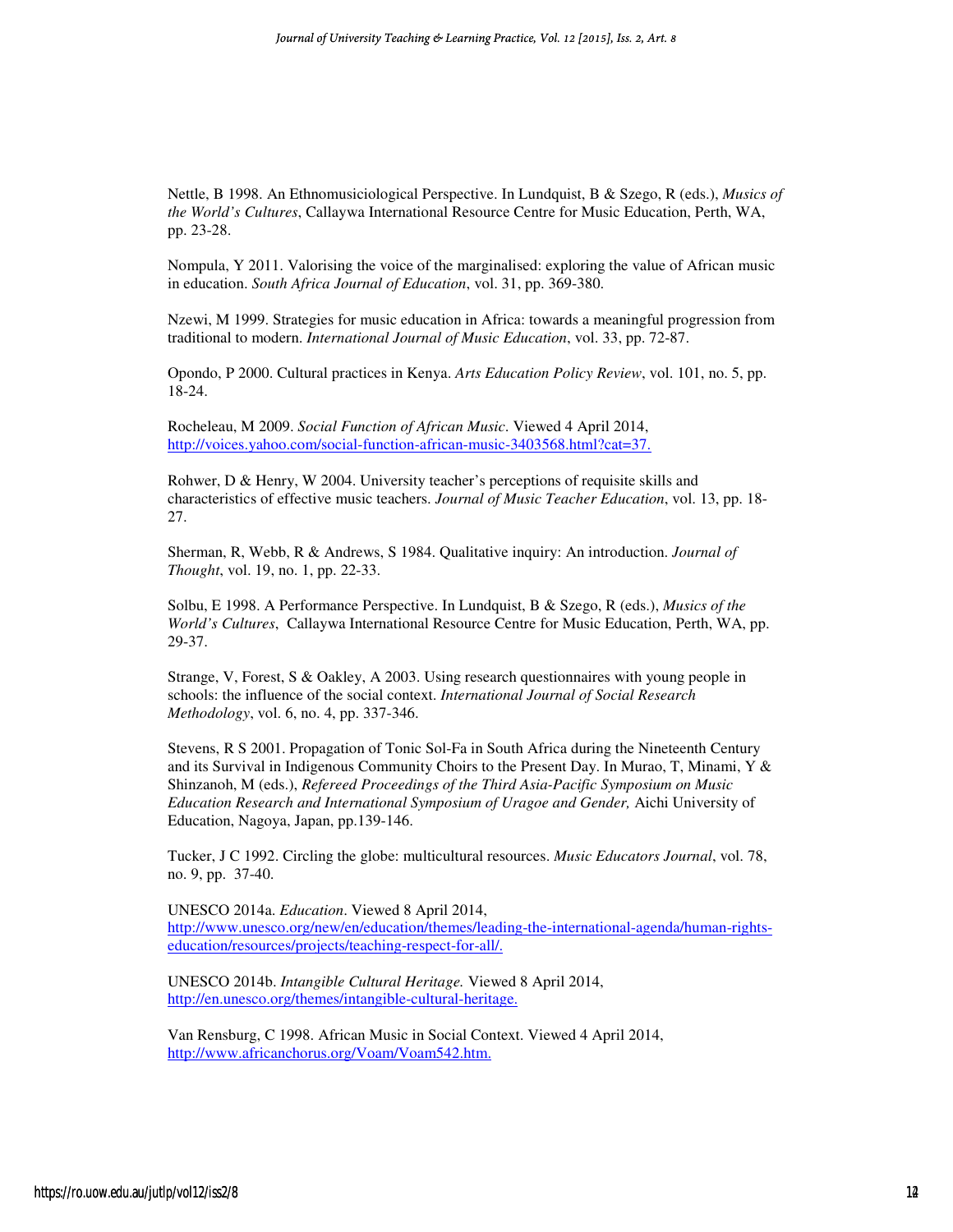Nettle, B 1998. An Ethnomusiciological Perspective. In Lundquist, B & Szego, R (eds.), *Musics of the World's Cultures*, Callaywa International Resource Centre for Music Education, Perth, WA, pp. 23-28.

Nompula, Y 2011. Valorising the voice of the marginalised: exploring the value of African music in education. *South Africa Journal of Education*, vol. 31, pp. 369-380.

Nzewi, M 1999. Strategies for music education in Africa: towards a meaningful progression from traditional to modern. *International Journal of Music Education*, vol. 33, pp. 72-87.

Opondo, P 2000. Cultural practices in Kenya. *Arts Education Policy Review*, vol. 101, no. 5, pp. 18-24.

Rocheleau, M 2009. *Social Function of African Music*. Viewed 4 April 2014, http://voices.yahoo.com/social-function-african-music-3403568.html?cat=37.

Rohwer, D & Henry, W 2004. University teacher's perceptions of requisite skills and characteristics of effective music teachers. *Journal of Music Teacher Education*, vol. 13, pp. 18-27.

Sherman, R, Webb, R & Andrews, S 1984. Qualitative inquiry: An introduction. *Journal of Thought*, vol. 19, no. 1, pp. 22-33.

Solbu, E 1998. A Performance Perspective. In Lundquist, B & Szego, R (eds.), *Musics of the World's Cultures*, Callaywa International Resource Centre for Music Education, Perth, WA, pp. 29-37.

Strange, V, Forest, S & Oakley, A 2003. Using research questionnaires with young people in schools: the influence of the social context. *International Journal of Social Research Methodology*, vol. 6, no. 4, pp. 337-346.

Stevens, R S 2001. Propagation of Tonic Sol-Fa in South Africa during the Nineteenth Century and its Survival in Indigenous Community Choirs to the Present Day. In Murao, T, Minami, Y & Shinzanoh, M (eds.), *Refereed Proceedings of the Third Asia-Pacific Symposium on Music Education Research and International Symposium of Uragoe and Gender,* Aichi University of Education, Nagoya, Japan, pp.139-146.

Tucker, J C 1992. Circling the globe: multicultural resources. *Music Educators Journal*, vol. 78, no. 9, pp. 37-40.

UNESCO 2014a. *Education*. Viewed 8 April 2014, http://www.unesco.org/new/en/education/themes/leading-the-international-agenda/human-rights-education/resources/projects/teaching-respect-for-all/.

UNESCO 2014b. *Intangible Cultural Heritage.* Viewed 8 April 2014, http://en.unesco.org/themes/intangible-cultural-heritage.

Van Rensburg, C 1998. African Music in Social Context. Viewed 4 April 2014, http://www.africanchorus.org/Voam/Voam542.htm.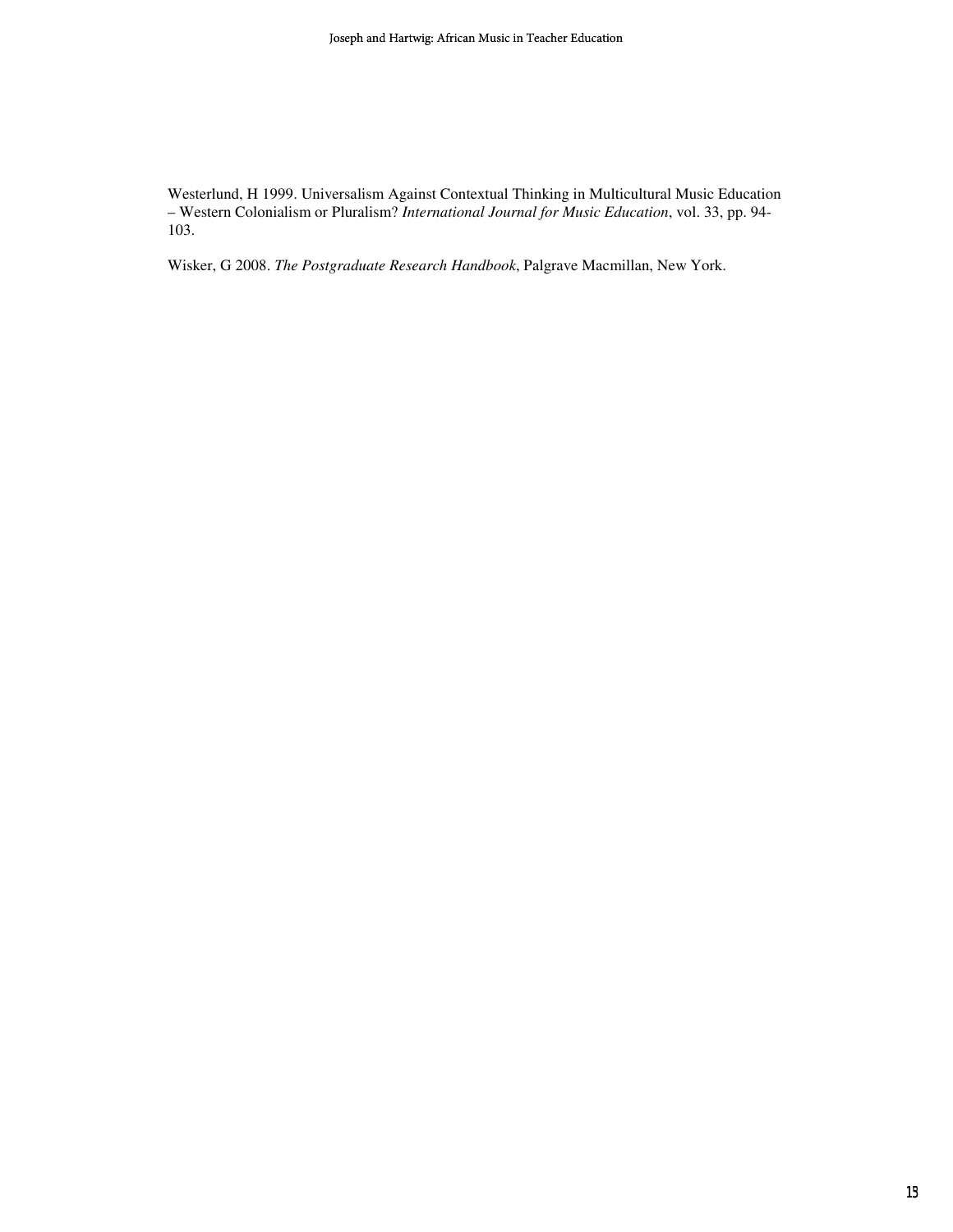Westerlund, H 1999. Universalism Against Contextual Thinking in Multicultural Music Education – Western Colonialism or Pluralism? *International Journal for Music Education*, vol. 33, pp. 94-103.

Wisker, G 2008. *The Postgraduate Research Handbook*, Palgrave Macmillan, New York.